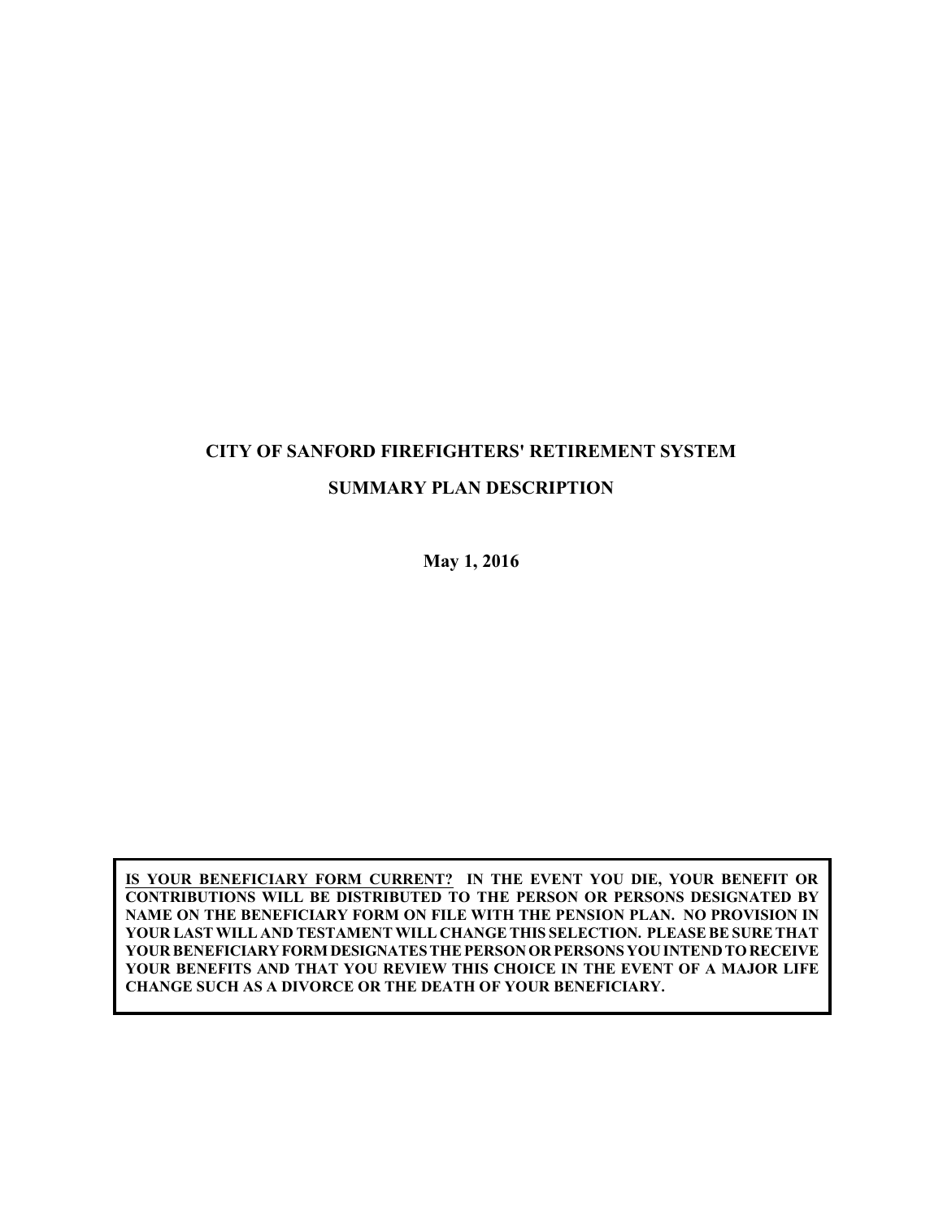# CITY OF SANFORD FIREFIGHTERS' RETIREMENT SYSTEM

## SUMMARY PLAN DESCRIPTION

**May 1, 2016**

**IS YOUR BENEFICIARY FORM CURRENT? IN THE EVENT YOU DIE, YOUR BENEFIT OR CONTRIBUTIONS WILL BE DISTRIBUTED TO THE PERSON OR PERSONS DESIGNATED BY NAME ON THE BENEFICIARY FORM ON FILE WITH THE PENSION PLAN. NO PROVISION IN YOUR LAST WILL AND TESTAMENT WILL CHANGE THIS SELECTION. PLEASE BE SURE THAT YOUR BENEFICIARY FORM DESIGNATES THE PERSON OR PERSONS YOU INTEND TO RECEIVE YOUR BENEFITS AND THAT YOU REVIEW THIS CHOICE IN THE EVENT OF A MAJOR LIFE CHANGE SUCH AS A DIVORCE OR THE DEATH OF YOUR BENEFICIARY.**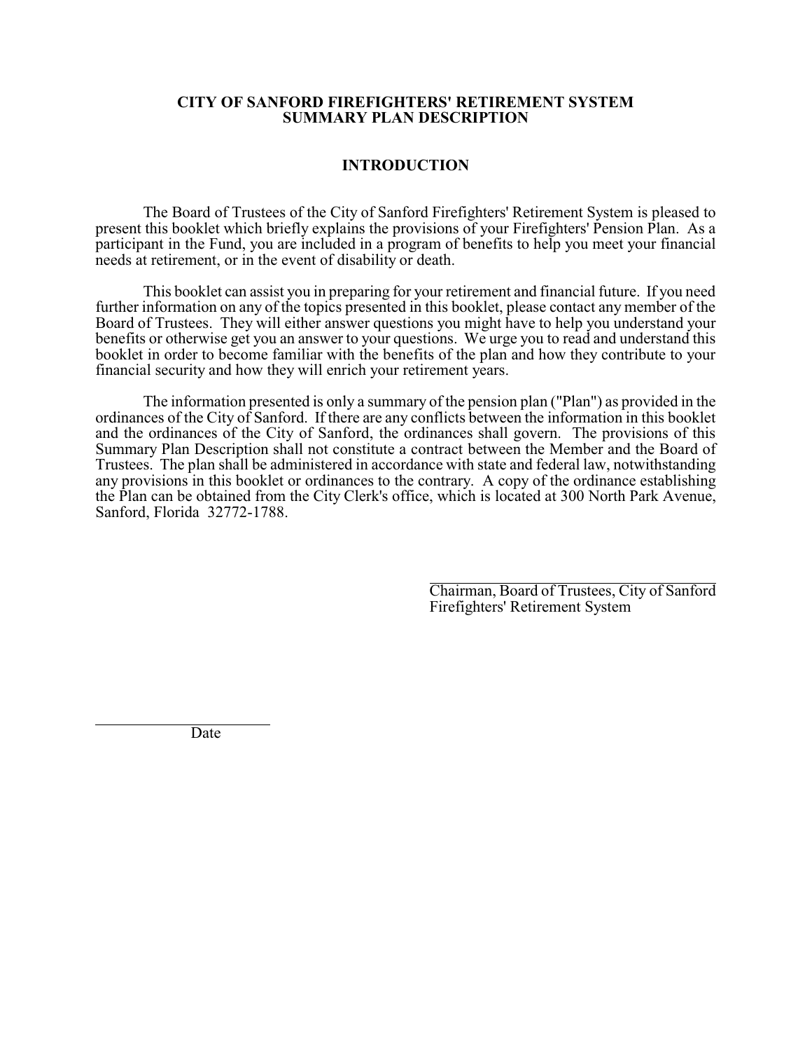# CITY OF SANFORD FIREFIGHTERS' RETIREMENT SYSTEM SUMMARY PLAN DESCRIPTION

## INTRODUCTION

The Board of Trustees of the City of Sanford Firefighters' Retirement System is pleased to present this booklet which briefly explains the provisions of your Firefighters' Pension Plan. As a participant in the Fund, you are included in a program of benefits to help you meet your financial needs at retirement, or in the event of disability or death.

This booklet can assist you in preparing for your retirement and financial future. If you need further information on any of the topics presented in this booklet, please contact any member of the Board of Trustees. They will either answer questions you might have to help you understand your benefits or otherwise get you an answer to your questions. We urge you to read and understand this booklet in order to become familiar with the benefits of the plan and how they contribute to your financial security and how they will enrich your retirement years.

The information presented is only a summary of the pension plan ("Plan") as provided in the ordinances of the City of Sanford. If there are any conflicts between the information in this booklet and the ordinances of the City of Sanford, the ordinances shall govern. The provisions of this Summary Plan Description shall not constitute a contract between the Member and the Board of Trustees. The plan shall be administered in accordance with state and federal law, notwithstanding any provisions in this booklet or ordinances to the contrary. A copy of the ordinance establishing the Plan can be obtained from the City Clerk's office, which is located at 300 North Park Avenue, Sanford, Florida 32772-1788.

\_\_\_\_\_\_\_\_\_\_\_\_\_\_\_\_\_\_\_\_\_\_\_\_\_\_\_\_\_\_
Chairman, Board of Trustees, City of Sanford Firefighters' Retirement System

\_\_\_\_\_\_\_\_\_\_\_\_\_\_\_\_\_\_\_\_\_\_\_\_
Date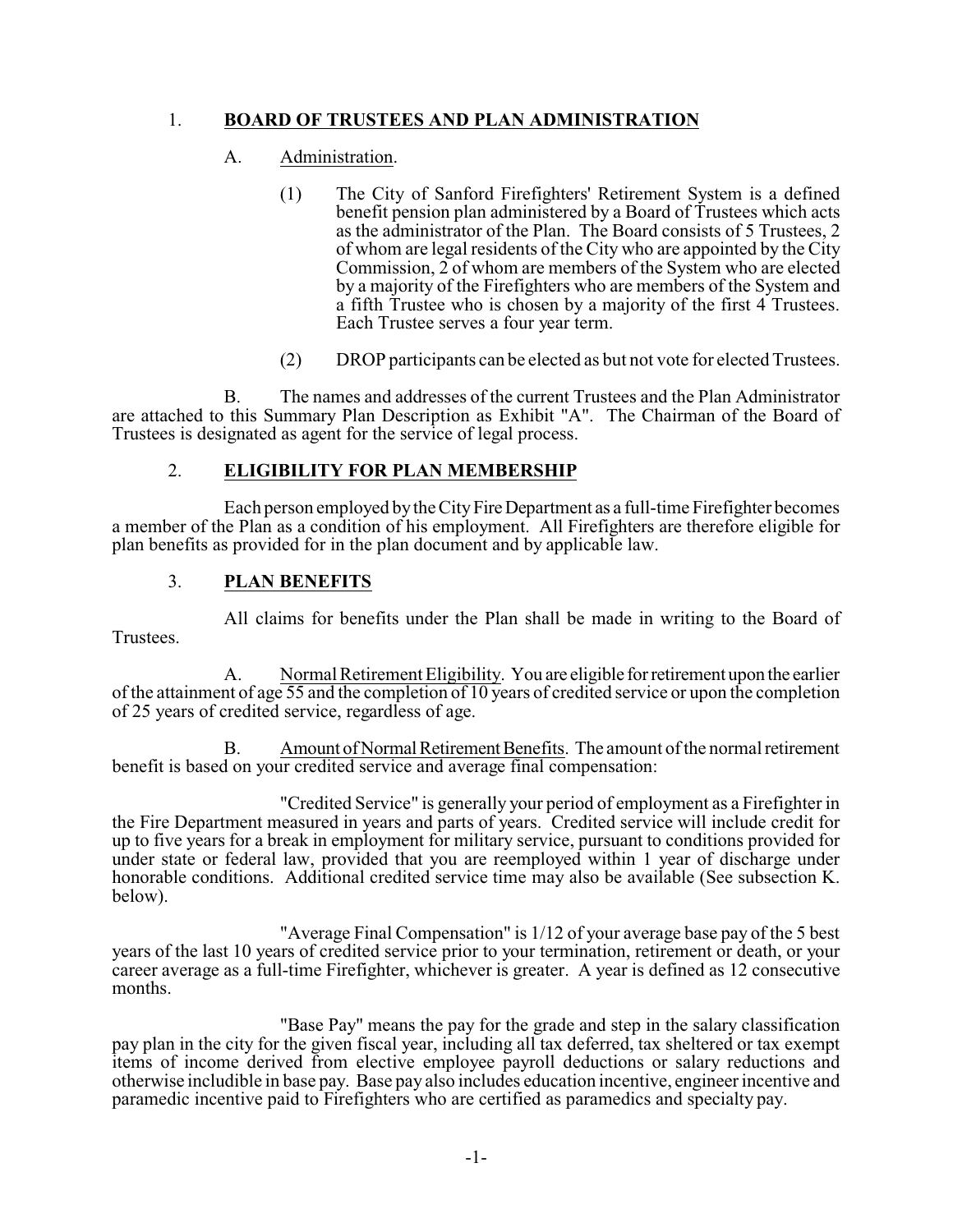## 1. **BOARD OF TRUSTEES AND PLAN ADMINISTRATION**

A. Administration.

(1) The City of Sanford Firefighters' Retirement System is a defined benefit pension plan administered by a Board of Trustees which acts as the administrator of the Plan. The Board consists of 5 Trustees, 2 of whom are legal residents of the City who are appointed by the City Commission, 2 of whom are members of the System who are elected by a majority of the Firefighters who are members of the System and a fifth Trustee who is chosen by a majority of the first 4 Trustees. Each Trustee serves a four year term.

(2) DROP participants can be elected as but not vote for elected Trustees.

B. The names and addresses of the current Trustees and the Plan Administrator are attached to this Summary Plan Description as Exhibit "A". The Chairman of the Board of Trustees is designated as agent for the service of legal process.

## 2. **ELIGIBILITY FOR PLAN MEMBERSHIP**

Each person employed by the City Fire Department as a full-time Firefighter becomes a member of the Plan as a condition of his employment. All Firefighters are therefore eligible for plan benefits as provided for in the plan document and by applicable law.

## 3. **PLAN BENEFITS**

All claims for benefits under the Plan shall be made in writing to the Board of Trustees.

A. Normal Retirement Eligibility. You are eligible for retirement upon the earlier of the attainment of age 55 and the completion of 10 years of credited service or upon the completion of 25 years of credited service, regardless of age.

B. Amount of Normal Retirement Benefits. The amount of the normal retirement benefit is based on your credited service and average final compensation:

"Credited Service" is generally your period of employment as a Firefighter in the Fire Department measured in years and parts of years. Credited service will include credit for up to five years for a break in employment for military service, pursuant to conditions provided for under state or federal law, provided that you are reemployed within 1 year of discharge under honorable conditions. Additional credited service time may also be available (See subsection K. below).

"Average Final Compensation" is 1/12 of your average base pay of the 5 best years of the last 10 years of credited service prior to your termination, retirement or death, or your career average as a full-time Firefighter, whichever is greater. A year is defined as 12 consecutive months.

"Base Pay" means the pay for the grade and step in the salary classification pay plan in the city for the given fiscal year, including all tax deferred, tax sheltered or tax exempt items of income derived from elective employee payroll deductions or salary reductions and otherwise includible in base pay. Base pay also includes education incentive, engineer incentive and paramedic incentive paid to Firefighters who are certified as paramedics and specialty pay.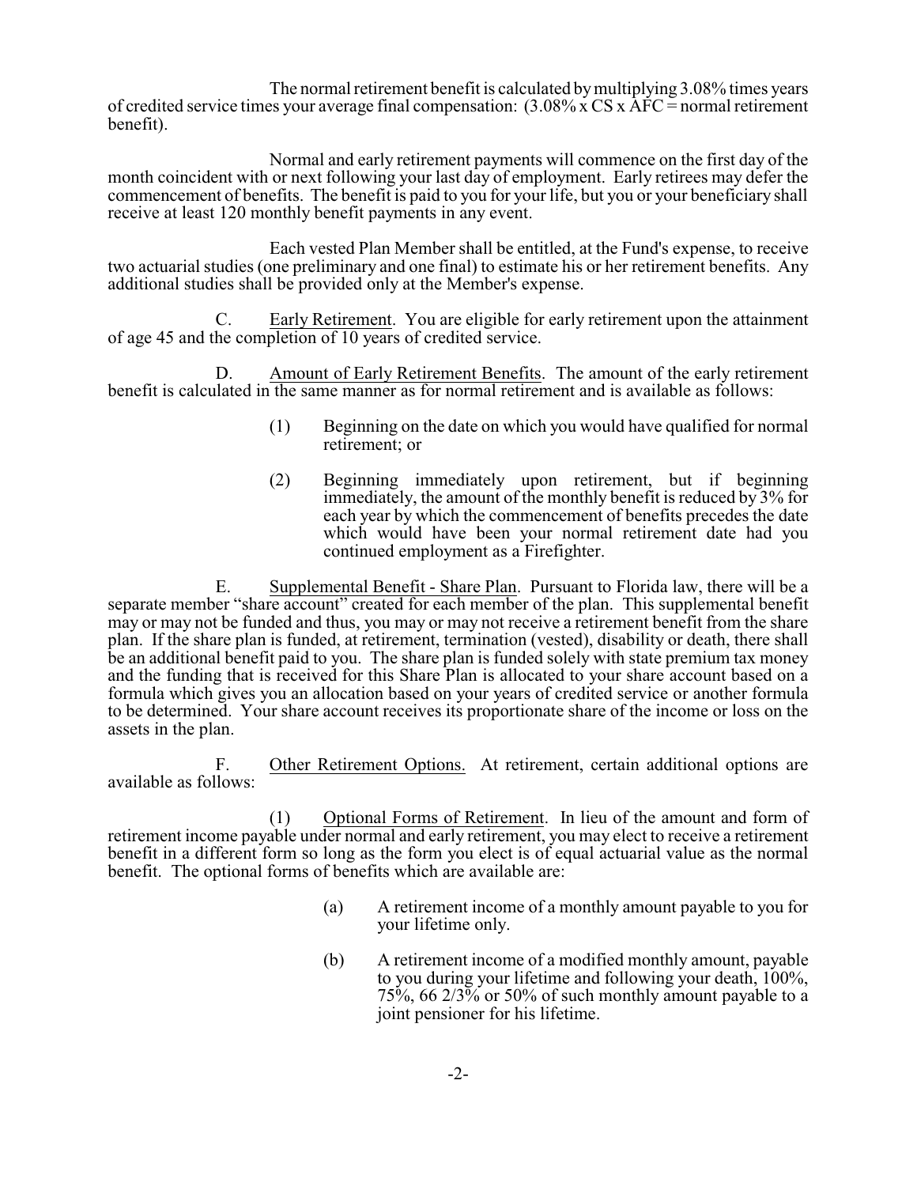The normal retirement benefit is calculated by multiplying 3.08% times years of credited service times your average final compensation: (3.08% x CS x AFC = normal retirement benefit).

Normal and early retirement payments will commence on the first day of the month coincident with or next following your last day of employment. Early retirees may defer the commencement of benefits. The benefit is paid to you for your life, but you or your beneficiary shall receive at least 120 monthly benefit payments in any event.

Each vested Plan Member shall be entitled, at the Fund's expense, to receive two actuarial studies (one preliminary and one final) to estimate his or her retirement benefits. Any additional studies shall be provided only at the Member's expense.

C. Early Retirement. You are eligible for early retirement upon the attainment of age 45 and the completion of 10 years of credited service.

D. Amount of Early Retirement Benefits. The amount of the early retirement benefit is calculated in the same manner as for normal retirement and is available as follows:

(1) Beginning on the date on which you would have qualified for normal retirement; or

(2) Beginning immediately upon retirement, but if beginning immediately, the amount of the monthly benefit is reduced by 3% for each year by which the commencement of benefits precedes the date which would have been your normal retirement date had you continued employment as a Firefighter.

E. Supplemental Benefit - Share Plan. Pursuant to Florida law, there will be a separate member "share account" created for each member of the plan. This supplemental benefit may or may not be funded and thus, you may or may not receive a retirement benefit from the share plan. If the share plan is funded, at retirement, termination (vested), disability or death, there shall be an additional benefit paid to you. The share plan is funded solely with state premium tax money and the funding that is received for this Share Plan is allocated to your share account based on a formula which gives you an allocation based on your years of credited service or another formula to be determined. Your share account receives its proportionate share of the income or loss on the assets in the plan.

F. Other Retirement Options. At retirement, certain additional options are available as follows:

(1) Optional Forms of Retirement. In lieu of the amount and form of retirement income payable under normal and early retirement, you may elect to receive a retirement benefit in a different form so long as the form you elect is of equal actuarial value as the normal benefit. The optional forms of benefits which are available are:

(a) A retirement income of a monthly amount payable to you for your lifetime only.

(b) A retirement income of a modified monthly amount, payable to you during your lifetime and following your death, 100%, 75%, 66 2/3% or 50% of such monthly amount payable to a joint pensioner for his lifetime.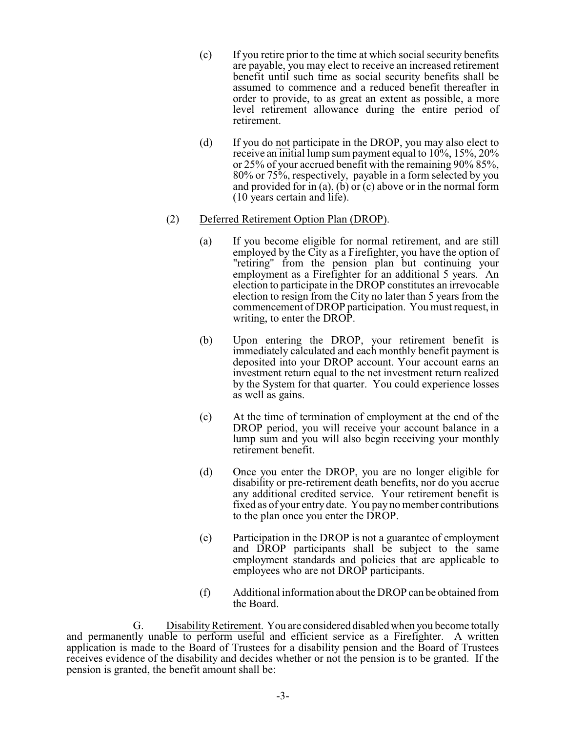(c) If you retire prior to the time at which social security benefits are payable, you may elect to receive an increased retirement benefit until such time as social security benefits shall be assumed to commence and a reduced benefit thereafter in order to provide, to as great an extent as possible, a more level retirement allowance during the entire period of retirement.

(d) If you do <u>not</u> participate in the DROP, you may also elect to receive an initial lump sum payment equal to 10%, 15%, 20% or 25% of your accrued benefit with the remaining 90% 85%, 80% or 75%, respectively, payable in a form selected by you and provided for in (a), (b) or (c) above or in the normal form (10 years certain and life).

(2) <u>Deferred Retirement Option Plan (DROP)</u>.

(a) If you become eligible for normal retirement, and are still employed by the City as a Firefighter, you have the option of "retiring" from the pension plan but continuing your employment as a Firefighter for an additional 5 years. An election to participate in the DROP constitutes an irrevocable election to resign from the City no later than 5 years from the commencement of DROP participation. You must request, in writing, to enter the DROP.

(b) Upon entering the DROP, your retirement benefit is immediately calculated and each monthly benefit payment is deposited into your DROP account. Your account earns an investment return equal to the net investment return realized by the System for that quarter. You could experience losses as well as gains.

(c) At the time of termination of employment at the end of the DROP period, you will receive your account balance in a lump sum and you will also begin receiving your monthly retirement benefit.

(d) Once you enter the DROP, you are no longer eligible for disability or pre-retirement death benefits, nor do you accrue any additional credited service. Your retirement benefit is fixed as of your entry date. You pay no member contributions to the plan once you enter the DROP.

(e) Participation in the DROP is not a guarantee of employment and DROP participants shall be subject to the same employment standards and policies that are applicable to employees who are not DROP participants.

(f) Additional information about the DROP can be obtained from the Board.

G. <u>Disability Retirement</u>. You are considered disabled when you become totally and permanently unable to perform useful and efficient service as a Firefighter. A written application is made to the Board of Trustees for a disability pension and the Board of Trustees receives evidence of the disability and decides whether or not the pension is to be granted. If the pension is granted, the benefit amount shall be: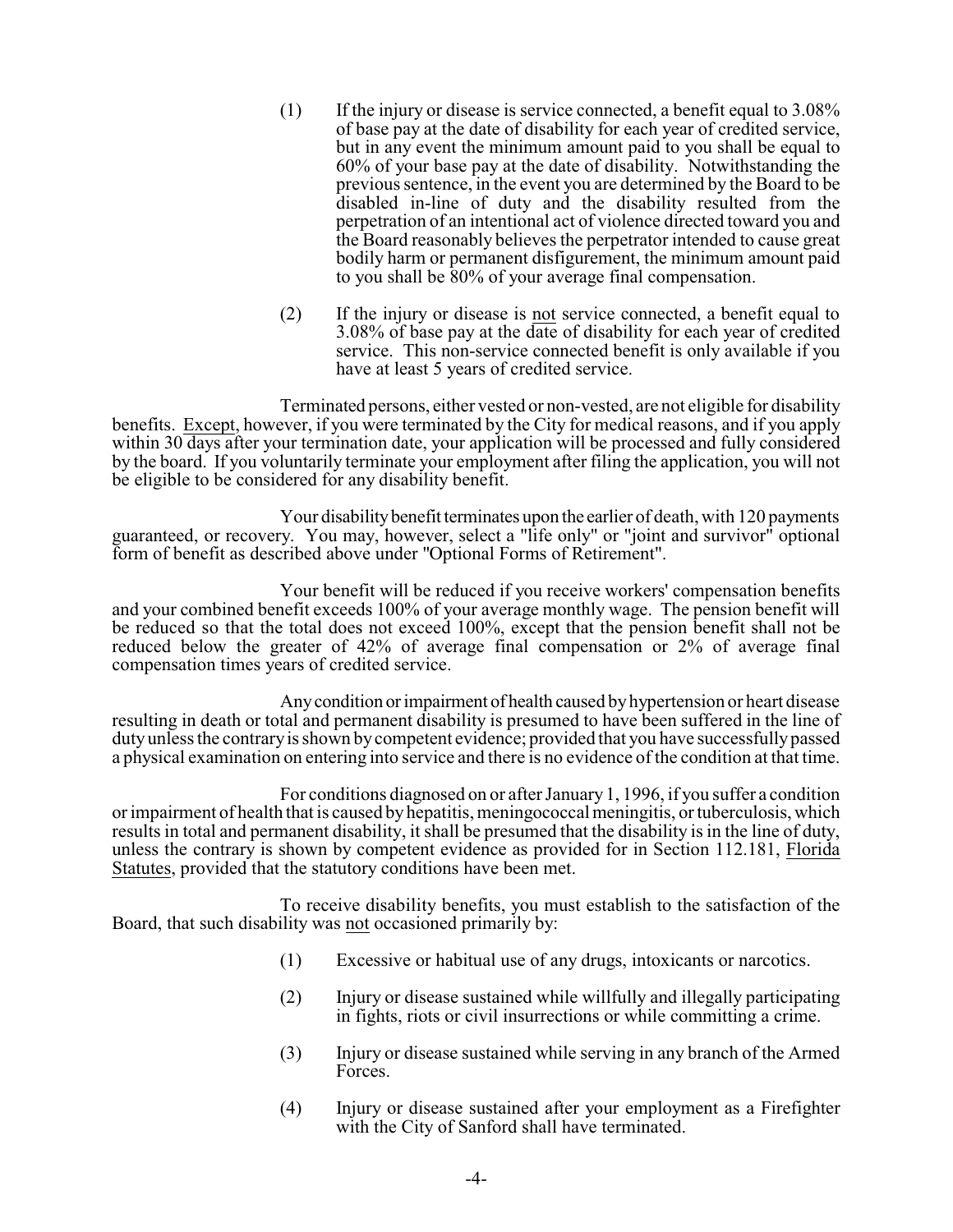(1) If the injury or disease is service connected, a benefit equal to 3.08% of base pay at the date of disability for each year of credited service, but in any event the minimum amount paid to you shall be equal to 60% of your base pay at the date of disability. Notwithstanding the previous sentence, in the event you are determined by the Board to be disabled in-line of duty and the disability resulted from the perpetration of an intentional act of violence directed toward you and the Board reasonably believes the perpetrator intended to cause great bodily harm or permanent disfigurement, the minimum amount paid to you shall be 80% of your average final compensation.

(2) If the injury or disease is <u>not</u> service connected, a benefit equal to 3.08% of base pay at the date of disability for each year of credited service. This non-service connected benefit is only available if you have at least 5 years of credited service.

Terminated persons, either vested or non-vested, are not eligible for disability benefits. <u>Except</u>, however, if you were terminated by the City for medical reasons, and if you apply within 30 days after your termination date, your application will be processed and fully considered by the board. If you voluntarily terminate your employment after filing the application, you will not be eligible to be considered for any disability benefit.

Your disability benefit terminates upon the earlier of death, with 120 payments guaranteed, or recovery. You may, however, select a "life only" or "joint and survivor" optional form of benefit as described above under "Optional Forms of Retirement".

Your benefit will be reduced if you receive workers' compensation benefits and your combined benefit exceeds 100% of your average monthly wage. The pension benefit will be reduced so that the total does not exceed 100%, except that the pension benefit shall not be reduced below the greater of 42% of average final compensation or 2% of average final compensation times years of credited service.

Any condition or impairment of health caused by hypertension or heart disease resulting in death or total and permanent disability is presumed to have been suffered in the line of duty unless the contrary is shown by competent evidence; provided that you have successfully passed a physical examination on entering into service and there is no evidence of the condition at that time.

For conditions diagnosed on or after January 1, 1996, if you suffer a condition or impairment of health that is caused by hepatitis, meningococcal meningitis, or tuberculosis, which results in total and permanent disability, it shall be presumed that the disability is in the line of duty, unless the contrary is shown by competent evidence as provided for in Section 112.181, <u>Florida Statutes</u>, provided that the statutory conditions have been met.

To receive disability benefits, you must establish to the satisfaction of the Board, that such disability was <u>not</u> occasioned primarily by:

(1) Excessive or habitual use of any drugs, intoxicants or narcotics.

(2) Injury or disease sustained while willfully and illegally participating in fights, riots or civil insurrections or while committing a crime.

(3) Injury or disease sustained while serving in any branch of the Armed Forces.

(4) Injury or disease sustained after your employment as a Firefighter with the City of Sanford shall have terminated.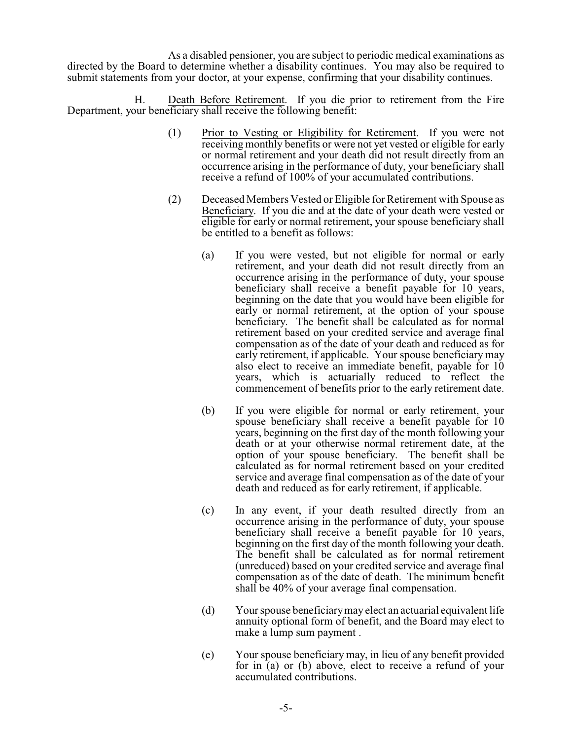As a disabled pensioner, you are subject to periodic medical examinations as directed by the Board to determine whether a disability continues. You may also be required to submit statements from your doctor, at your expense, confirming that your disability continues.

H. Death Before Retirement. If you die prior to retirement from the Fire Department, your beneficiary shall receive the following benefit:

(1) Prior to Vesting or Eligibility for Retirement. If you were not receiving monthly benefits or were not yet vested or eligible for early or normal retirement and your death did not result directly from an occurrence arising in the performance of duty, your beneficiary shall receive a refund of 100% of your accumulated contributions.

(2) Deceased Members Vested or Eligible for Retirement with Spouse as Beneficiary. If you die and at the date of your death were vested or eligible for early or normal retirement, your spouse beneficiary shall be entitled to a benefit as follows:

(a) If you were vested, but not eligible for normal or early retirement, and your death did not result directly from an occurrence arising in the performance of duty, your spouse beneficiary shall receive a benefit payable for 10 years, beginning on the date that you would have been eligible for early or normal retirement, at the option of your spouse beneficiary. The benefit shall be calculated as for normal retirement based on your credited service and average final compensation as of the date of your death and reduced as for early retirement, if applicable. Your spouse beneficiary may also elect to receive an immediate benefit, payable for 10 years, which is actuarially reduced to reflect the commencement of benefits prior to the early retirement date.

(b) If you were eligible for normal or early retirement, your spouse beneficiary shall receive a benefit payable for 10 years, beginning on the first day of the month following your death or at your otherwise normal retirement date, at the option of your spouse beneficiary. The benefit shall be calculated as for normal retirement based on your credited service and average final compensation as of the date of your death and reduced as for early retirement, if applicable.

(c) In any event, if your death resulted directly from an occurrence arising in the performance of duty, your spouse beneficiary shall receive a benefit payable for 10 years, beginning on the first day of the month following your death. The benefit shall be calculated as for normal retirement (unreduced) based on your credited service and average final compensation as of the date of death. The minimum benefit shall be 40% of your average final compensation.

(d) Your spouse beneficiary may elect an actuarial equivalent life annuity optional form of benefit, and the Board may elect to make a lump sum payment .

(e) Your spouse beneficiary may, in lieu of any benefit provided for in (a) or (b) above, elect to receive a refund of your accumulated contributions.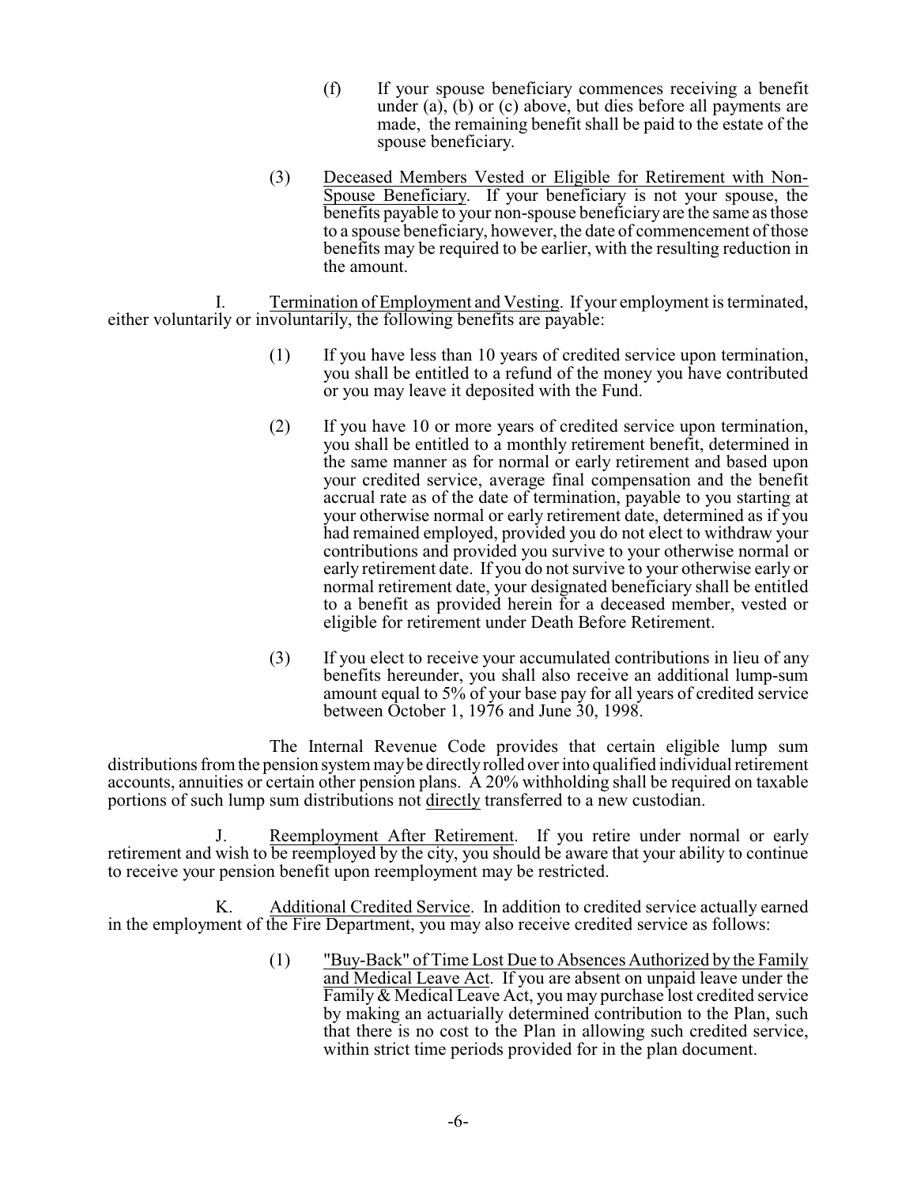(f) If your spouse beneficiary commences receiving a benefit under (a), (b) or (c) above, but dies before all payments are made, the remaining benefit shall be paid to the estate of the spouse beneficiary.

(3) Deceased Members Vested or Eligible for Retirement with Non-Spouse Beneficiary. If your beneficiary is not your spouse, the benefits payable to your non-spouse beneficiary are the same as those to a spouse beneficiary, however, the date of commencement of those benefits may be required to be earlier, with the resulting reduction in the amount.

I. Termination of Employment and Vesting. If your employment is terminated, either voluntarily or involuntarily, the following benefits are payable:

(1) If you have less than 10 years of credited service upon termination, you shall be entitled to a refund of the money you have contributed or you may leave it deposited with the Fund.

(2) If you have 10 or more years of credited service upon termination, you shall be entitled to a monthly retirement benefit, determined in the same manner as for normal or early retirement and based upon your credited service, average final compensation and the benefit accrual rate as of the date of termination, payable to you starting at your otherwise normal or early retirement date, determined as if you had remained employed, provided you do not elect to withdraw your contributions and provided you survive to your otherwise normal or early retirement date. If you do not survive to your otherwise early or normal retirement date, your designated beneficiary shall be entitled to a benefit as provided herein for a deceased member, vested or eligible for retirement under Death Before Retirement.

(3) If you elect to receive your accumulated contributions in lieu of any benefits hereunder, you shall also receive an additional lump-sum amount equal to 5% of your base pay for all years of credited service between October 1, 1976 and June 30, 1998.

The Internal Revenue Code provides that certain eligible lump sum distributions from the pension system may be directly rolled over into qualified individual retirement accounts, annuities or certain other pension plans. A 20% withholding shall be required on taxable portions of such lump sum distributions not directly transferred to a new custodian.

J. Reemployment After Retirement. If you retire under normal or early retirement and wish to be reemployed by the city, you should be aware that your ability to continue to receive your pension benefit upon reemployment may be restricted.

K. Additional Credited Service. In addition to credited service actually earned in the employment of the Fire Department, you may also receive credited service as follows:

(1) "Buy-Back" of Time Lost Due to Absences Authorized by the Family and Medical Leave Act. If you are absent on unpaid leave under the Family & Medical Leave Act, you may purchase lost credited service by making an actuarially determined contribution to the Plan, such that there is no cost to the Plan in allowing such credited service, within strict time periods provided for in the plan document.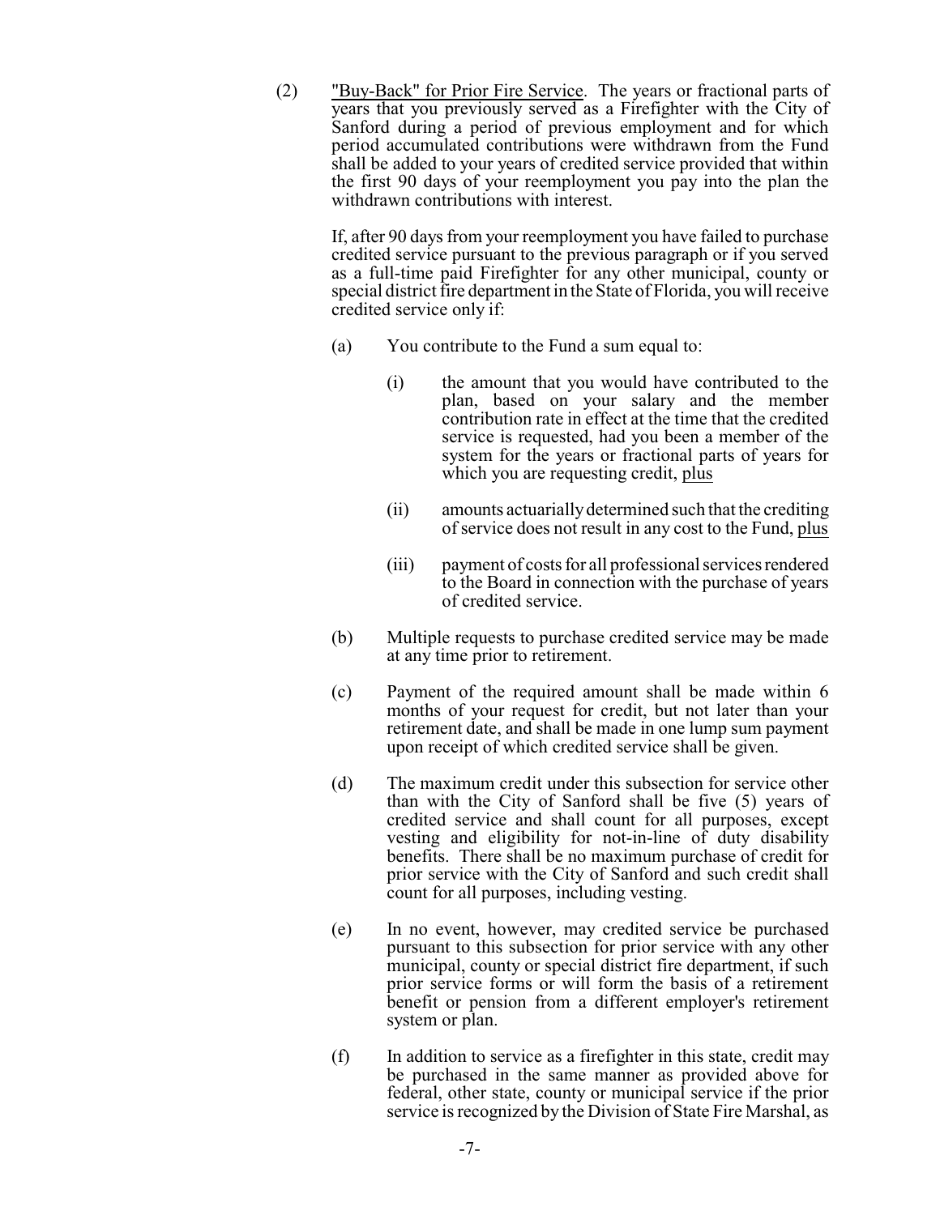(2) "Buy-Back" for Prior Fire Service. The years or fractional parts of years that you previously served as a Firefighter with the City of Sanford during a period of previous employment and for which period accumulated contributions were withdrawn from the Fund shall be added to your years of credited service provided that within the first 90 days of your reemployment you pay into the plan the withdrawn contributions with interest.

If, after 90 days from your reemployment you have failed to purchase credited service pursuant to the previous paragraph or if you served as a full-time paid Firefighter for any other municipal, county or special district fire department in the State of Florida, you will receive credited service only if:

(a) You contribute to the Fund a sum equal to:

(i) the amount that you would have contributed to the plan, based on your salary and the member contribution rate in effect at the time that the credited service is requested, had you been a member of the system for the years or fractional parts of years for which you are requesting credit, plus

(ii) amounts actuarially determined such that the crediting of service does not result in any cost to the Fund, plus

(iii) payment of costs for all professional services rendered to the Board in connection with the purchase of years of credited service.

(b) Multiple requests to purchase credited service may be made at any time prior to retirement.

(c) Payment of the required amount shall be made within 6 months of your request for credit, but not later than your retirement date, and shall be made in one lump sum payment upon receipt of which credited service shall be given.

(d) The maximum credit under this subsection for service other than with the City of Sanford shall be five (5) years of credited service and shall count for all purposes, except vesting and eligibility for not-in-line of duty disability benefits. There shall be no maximum purchase of credit for prior service with the City of Sanford and such credit shall count for all purposes, including vesting.

(e) In no event, however, may credited service be purchased pursuant to this subsection for prior service with any other municipal, county or special district fire department, if such prior service forms or will form the basis of a retirement benefit or pension from a different employer's retirement system or plan.

(f) In addition to service as a firefighter in this state, credit may be purchased in the same manner as provided above for federal, other state, county or municipal service if the prior service is recognized by the Division of State Fire Marshal, as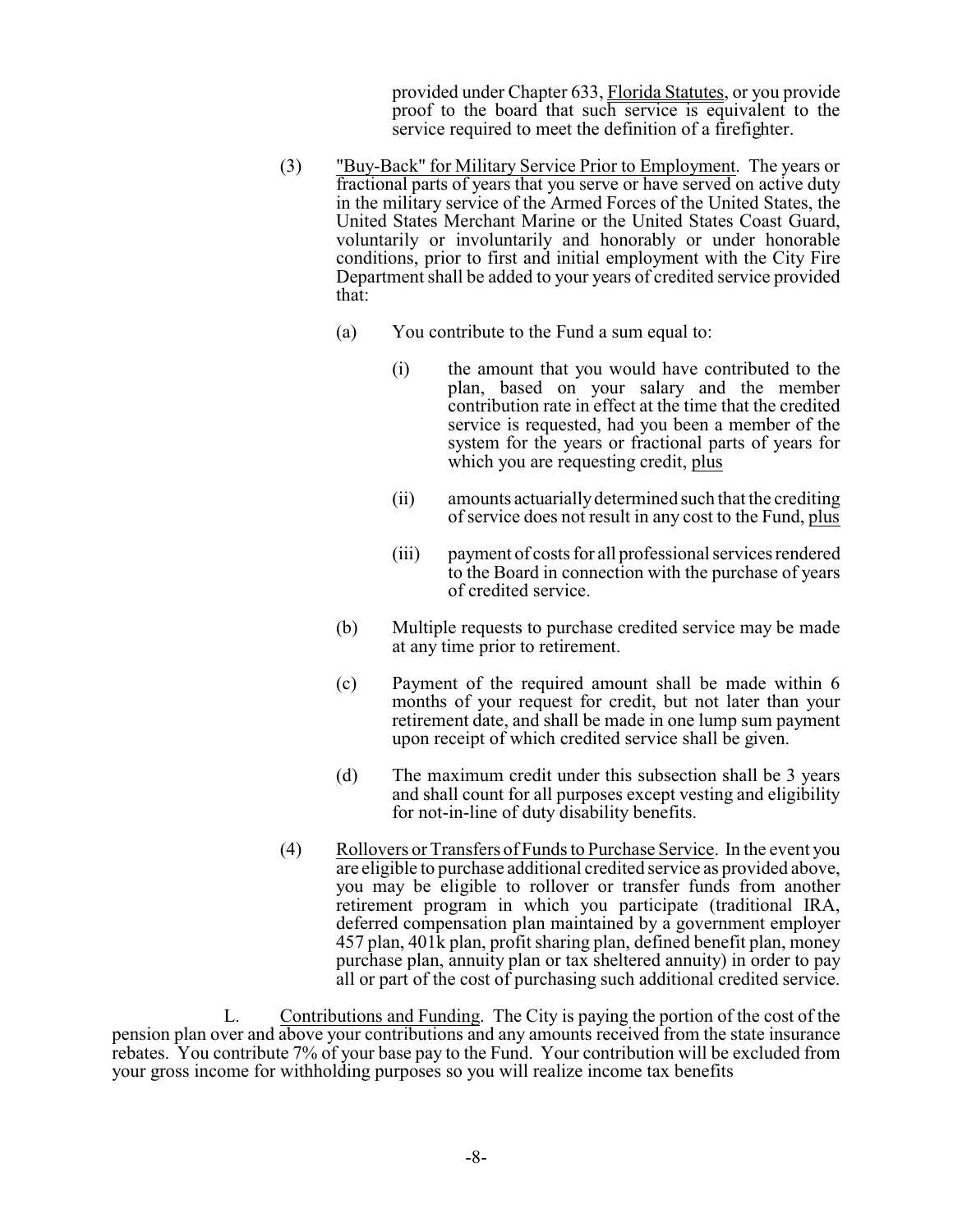provided under Chapter 633, Florida Statutes, or you provide proof to the board that such service is equivalent to the service required to meet the definition of a firefighter.

(3) "Buy-Back" for Military Service Prior to Employment. The years or fractional parts of years that you serve or have served on active duty in the military service of the Armed Forces of the United States, the United States Merchant Marine or the United States Coast Guard, voluntarily or involuntarily and honorably or under honorable conditions, prior to first and initial employment with the City Fire Department shall be added to your years of credited service provided that:

(a) You contribute to the Fund a sum equal to:

(i) the amount that you would have contributed to the plan, based on your salary and the member contribution rate in effect at the time that the credited service is requested, had you been a member of the system for the years or fractional parts of years for which you are requesting credit, plus

(ii) amounts actuarially determined such that the crediting of service does not result in any cost to the Fund, plus

(iii) payment of costs for all professional services rendered to the Board in connection with the purchase of years of credited service.

(b) Multiple requests to purchase credited service may be made at any time prior to retirement.

(c) Payment of the required amount shall be made within 6 months of your request for credit, but not later than your retirement date, and shall be made in one lump sum payment upon receipt of which credited service shall be given.

(d) The maximum credit under this subsection shall be 3 years and shall count for all purposes except vesting and eligibility for not-in-line of duty disability benefits.

(4) Rollovers or Transfers of Funds to Purchase Service. In the event you are eligible to purchase additional credited service as provided above, you may be eligible to rollover or transfer funds from another retirement program in which you participate (traditional IRA, deferred compensation plan maintained by a government employer 457 plan, 401k plan, profit sharing plan, defined benefit plan, money purchase plan, annuity plan or tax sheltered annuity) in order to pay all or part of the cost of purchasing such additional credited service.

L. Contributions and Funding. The City is paying the portion of the cost of the pension plan over and above your contributions and any amounts received from the state insurance rebates. You contribute 7% of your base pay to the Fund. Your contribution will be excluded from your gross income for withholding purposes so you will realize income tax benefits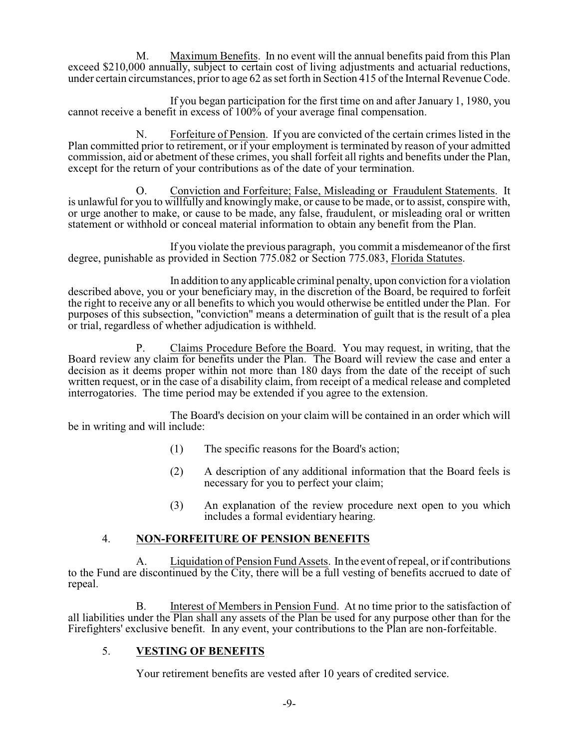M. Maximum Benefits. In no event will the annual benefits paid from this Plan exceed $210,000 annually, subject to certain cost of living adjustments and actuarial reductions, under certain circumstances, prior to age 62 as set forth in Section 415 of the Internal Revenue Code.

If you began participation for the first time on and after January 1, 1980, you cannot receive a benefit in excess of 100% of your average final compensation.

N. Forfeiture of Pension. If you are convicted of the certain crimes listed in the Plan committed prior to retirement, or if your employment is terminated by reason of your admitted commission, aid or abetment of these crimes, you shall forfeit all rights and benefits under the Plan, except for the return of your contributions as of the date of your termination.

O. Conviction and Forfeiture; False, Misleading or Fraudulent Statements. It is unlawful for you to willfully and knowingly make, or cause to be made, or to assist, conspire with, or urge another to make, or cause to be made, any false, fraudulent, or misleading oral or written statement or withhold or conceal material information to obtain any benefit from the Plan.

If you violate the previous paragraph, you commit a misdemeanor of the first degree, punishable as provided in Section 775.082 or Section 775.083, Florida Statutes.

In addition to any applicable criminal penalty, upon conviction for a violation described above, you or your beneficiary may, in the discretion of the Board, be required to forfeit the right to receive any or all benefits to which you would otherwise be entitled under the Plan. For purposes of this subsection, "conviction" means a determination of guilt that is the result of a plea or trial, regardless of whether adjudication is withheld.

P. Claims Procedure Before the Board. You may request, in writing, that the Board review any claim for benefits under the Plan. The Board will review the case and enter a decision as it deems proper within not more than 180 days from the date of the receipt of such written request, or in the case of a disability claim, from receipt of a medical release and completed interrogatories. The time period may be extended if you agree to the extension.

The Board's decision on your claim will be contained in an order which will be in writing and will include:

(1) The specific reasons for the Board's action;

(2) A description of any additional information that the Board feels is necessary for you to perfect your claim;

(3) An explanation of the review procedure next open to you which includes a formal evidentiary hearing.

## 4. NON-FORFEITURE OF PENSION BENEFITS

A. Liquidation of Pension Fund Assets. In the event of repeal, or if contributions to the Fund are discontinued by the City, there will be a full vesting of benefits accrued to date of repeal.

B. Interest of Members in Pension Fund. At no time prior to the satisfaction of all liabilities under the Plan shall any assets of the Plan be used for any purpose other than for the Firefighters' exclusive benefit. In any event, your contributions to the Plan are non-forfeitable.

## 5. VESTING OF BENEFITS

Your retirement benefits are vested after 10 years of credited service.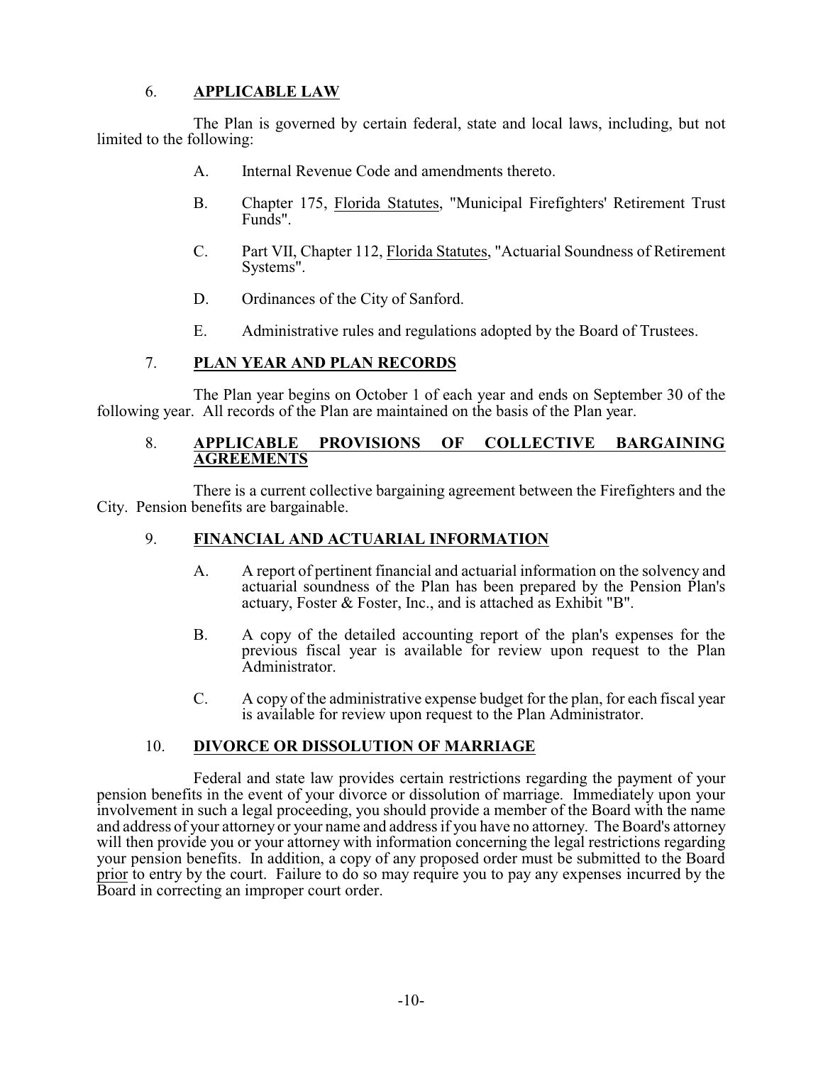## 6. **APPLICABLE LAW**

The Plan is governed by certain federal, state and local laws, including, but not limited to the following:

- A. Internal Revenue Code and amendments thereto.
- B. Chapter 175, Florida Statutes, "Municipal Firefighters' Retirement Trust Funds".
- C. Part VII, Chapter 112, Florida Statutes, "Actuarial Soundness of Retirement Systems".
- D. Ordinances of the City of Sanford.
- E. Administrative rules and regulations adopted by the Board of Trustees.

## 7. **PLAN YEAR AND PLAN RECORDS**

The Plan year begins on October 1 of each year and ends on September 30 of the following year. All records of the Plan are maintained on the basis of the Plan year.

## 8. **APPLICABLE PROVISIONS OF COLLECTIVE BARGAINING AGREEMENTS**

There is a current collective bargaining agreement between the Firefighters and the City. Pension benefits are bargainable.

## 9. **FINANCIAL AND ACTUARIAL INFORMATION**

- A. A report of pertinent financial and actuarial information on the solvency and actuarial soundness of the Plan has been prepared by the Pension Plan's actuary, Foster & Foster, Inc., and is attached as Exhibit "B".
- B. A copy of the detailed accounting report of the plan's expenses for the previous fiscal year is available for review upon request to the Plan Administrator.
- C. A copy of the administrative expense budget for the plan, for each fiscal year is available for review upon request to the Plan Administrator.

## 10. **DIVORCE OR DISSOLUTION OF MARRIAGE**

Federal and state law provides certain restrictions regarding the payment of your pension benefits in the event of your divorce or dissolution of marriage. Immediately upon your involvement in such a legal proceeding, you should provide a member of the Board with the name and address of your attorney or your name and address if you have no attorney. The Board's attorney will then provide you or your attorney with information concerning the legal restrictions regarding your pension benefits. In addition, a copy of any proposed order must be submitted to the Board prior to entry by the court. Failure to do so may require you to pay any expenses incurred by the Board in correcting an improper court order.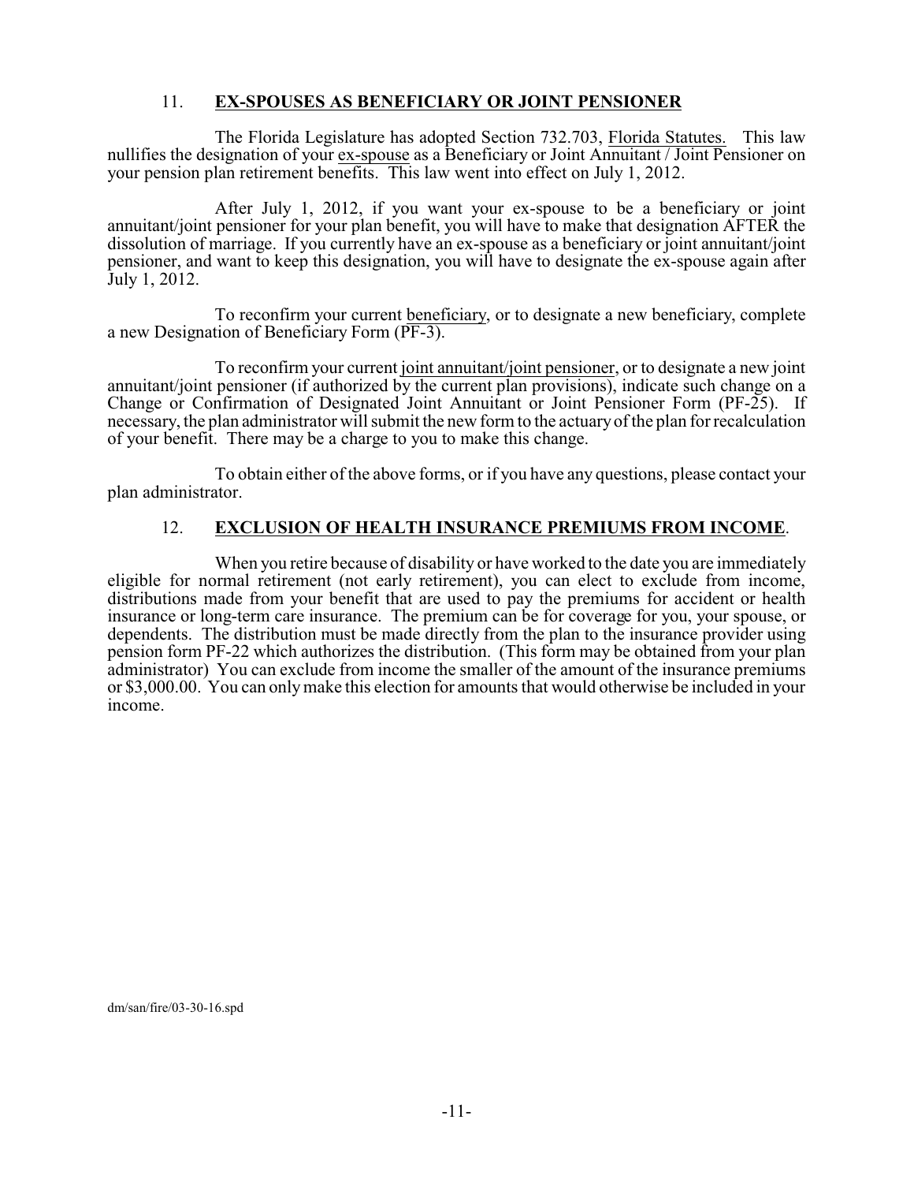## 11. **EX-SPOUSES AS BENEFICIARY OR JOINT PENSIONER**

The Florida Legislature has adopted Section 732.703, Florida Statutes. This law nullifies the designation of your ex-spouse as a Beneficiary or Joint Annuitant / Joint Pensioner on your pension plan retirement benefits. This law went into effect on July 1, 2012.

After July 1, 2012, if you want your ex-spouse to be a beneficiary or joint annuitant/joint pensioner for your plan benefit, you will have to make that designation AFTER the dissolution of marriage. If you currently have an ex-spouse as a beneficiary or joint annuitant/joint pensioner, and want to keep this designation, you will have to designate the ex-spouse again after July 1, 2012.

To reconfirm your current beneficiary, or to designate a new beneficiary, complete a new Designation of Beneficiary Form (PF-3).

To reconfirm your current joint annuitant/joint pensioner, or to designate a new joint annuitant/joint pensioner (if authorized by the current plan provisions), indicate such change on a Change or Confirmation of Designated Joint Annuitant or Joint Pensioner Form (PF-25). If necessary, the plan administrator will submit the new form to the actuary of the plan for recalculation of your benefit. There may be a charge to you to make this change.

To obtain either of the above forms, or if you have any questions, please contact your plan administrator.

## 12. **EXCLUSION OF HEALTH INSURANCE PREMIUMS FROM INCOME**.

When you retire because of disability or have worked to the date you are immediately eligible for normal retirement (not early retirement), you can elect to exclude from income, distributions made from your benefit that are used to pay the premiums for accident or health insurance or long-term care insurance. The premium can be for coverage for you, your spouse, or dependents. The distribution must be made directly from the plan to the insurance provider using pension form PF-22 which authorizes the distribution. (This form may be obtained from your plan administrator) You can exclude from income the smaller of the amount of the insurance premiums or $3,000.00. You can only make this election for amounts that would otherwise be included in your income.

dm/san/fire/03-30-16.spd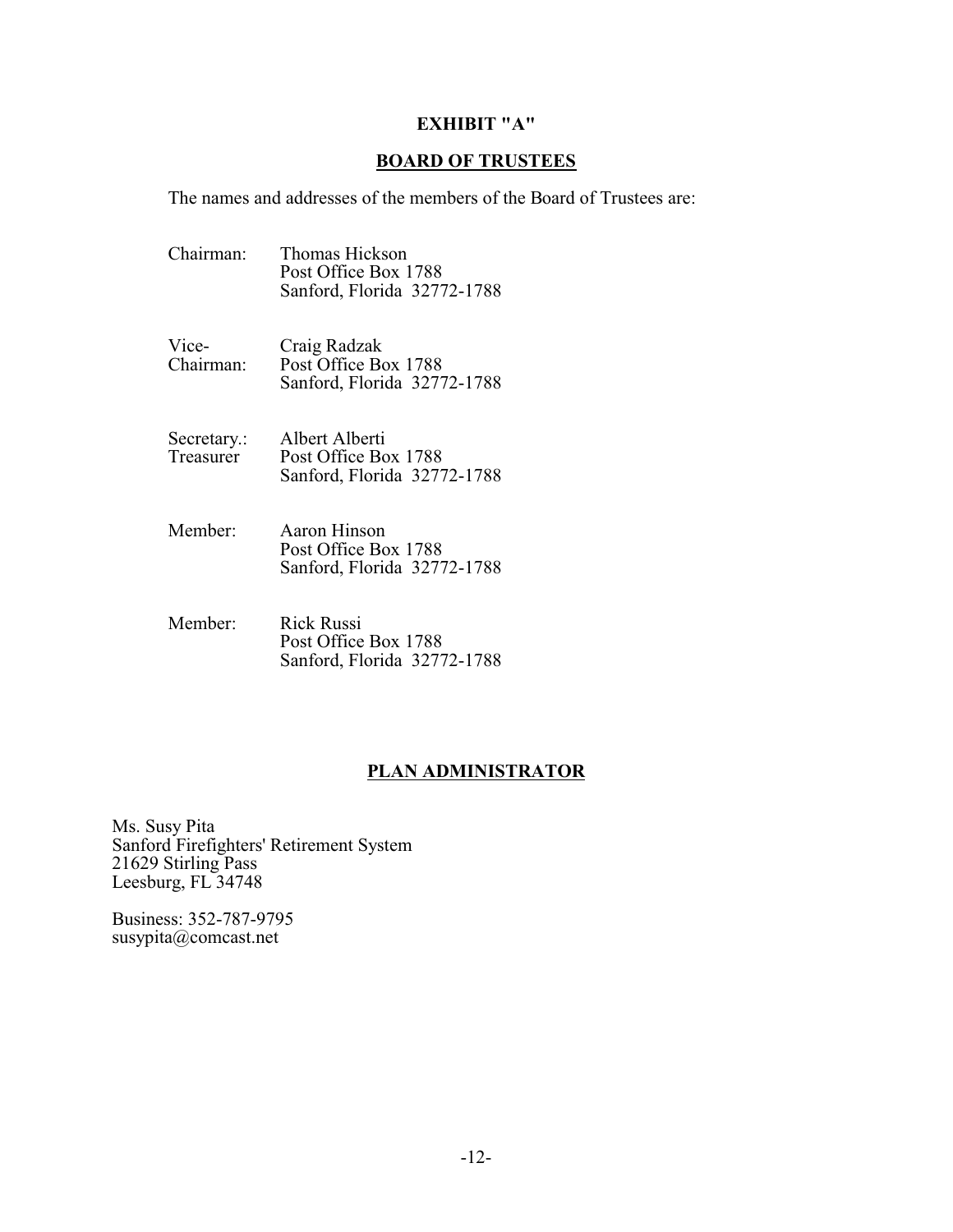**EXHIBIT "A"**

**BOARD OF TRUSTEES**

The names and addresses of the members of the Board of Trustees are:

| | |
|---|---|
| Chairman: | Thomas Hickson<br>Post Office Box 1788<br>Sanford, Florida 32772-1788 |
| Vice-Chairman: | Craig Radzak<br>Post Office Box 1788<br>Sanford, Florida 32772-1788 |
| Secretary.: Treasurer | Albert Alberti<br>Post Office Box 1788<br>Sanford, Florida 32772-1788 |
| Member: | Aaron Hinson<br>Post Office Box 1788<br>Sanford, Florida 32772-1788 |
| Member: | Rick Russi<br>Post Office Box 1788<br>Sanford, Florida 32772-1788 |

**PLAN ADMINISTRATOR**

Ms. Susy Pita
Sanford Firefighters' Retirement System
21629 Stirling Pass
Leesburg, FL 34748

Business: 352-787-9795
susypita@comcast.net